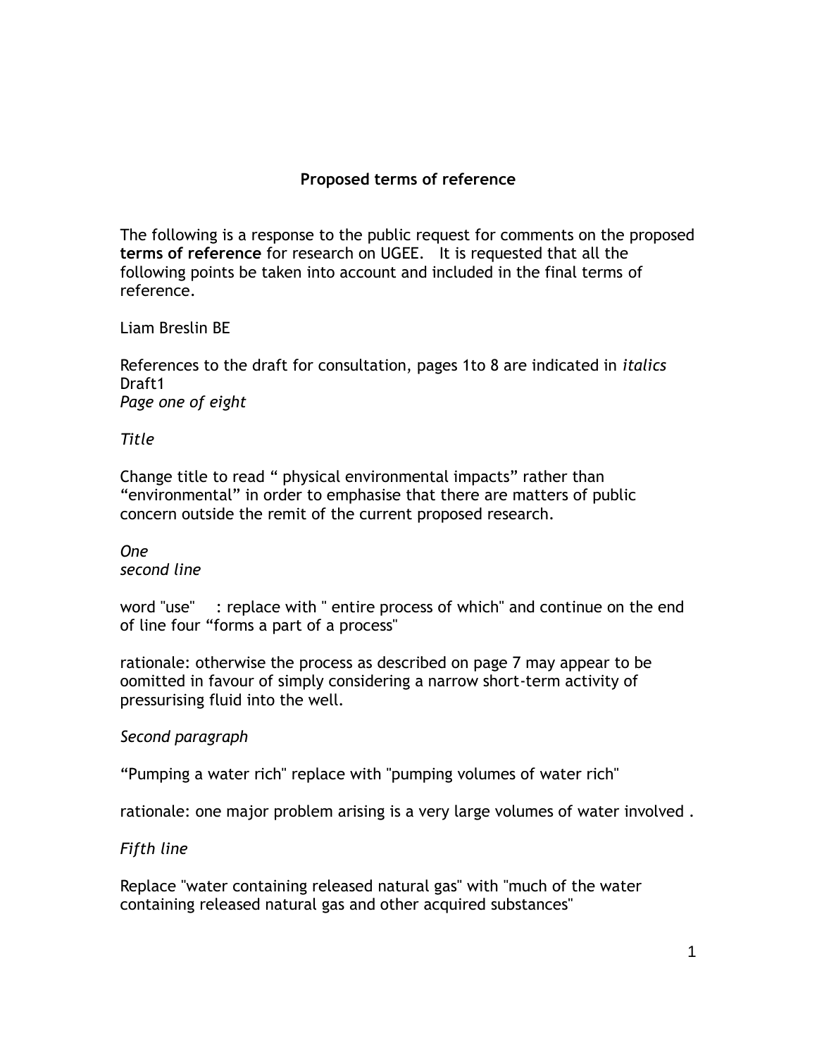## Proposed terms of reference

The following is a response to the public request for comments on the proposed **terms of reference** for research on UGEE. It is requested that all the following points be taken into account and included in the final terms of reference.

Liam Breslin BE

References to the draft for consultation, pages 1to 8 are indicated in *italics*
Draft1
*Page one of eight*

*Title*

Change title to read " physical environmental impacts" rather than "environmental" in order to emphasise that there are matters of public concern outside the remit of the current proposed research.

*One*
*second line*

word "use" : replace with " entire process of which" and continue on the end of line four "forms a part of a process"

rationale: otherwise the process as described on page 7 may appear to be oomitted in favour of simply considering a narrow short-term activity of pressurising fluid into the well.

*Second paragraph*

"Pumping a water rich" replace with "pumping volumes of water rich"

rationale: one major problem arising is a very large volumes of water involved .

*Fifth line*

Replace "water containing released natural gas" with "much of the water containing released natural gas and other acquired substances"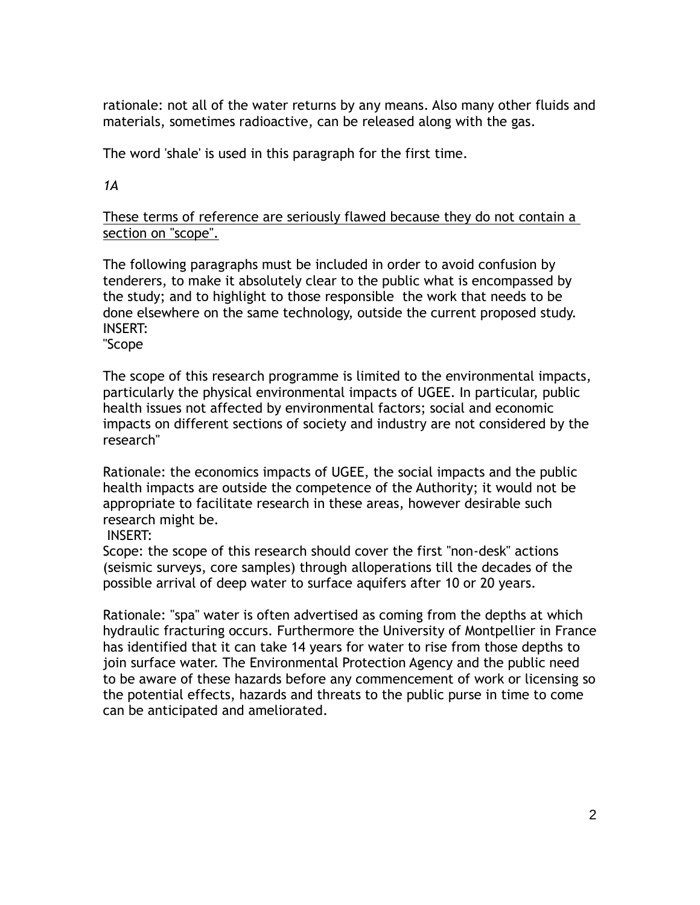rationale: not all of the water returns by any means. Also many other fluids and materials, sometimes radioactive, can be released along with the gas.

The word 'shale' is used in this paragraph for the first time.

*1A*

<u>These terms of reference are seriously flawed because they do not contain a section on "scope".</u>

The following paragraphs must be included in order to avoid confusion by tenderers, to make it absolutely clear to the public what is encompassed by the study; and to highlight to those responsible the work that needs to be done elsewhere on the same technology, outside the current proposed study.
INSERT:
"Scope

The scope of this research programme is limited to the environmental impacts, particularly the physical environmental impacts of UGEE. In particular, public health issues not affected by environmental factors; social and economic impacts on different sections of society and industry are not considered by the research"

Rationale: the economics impacts of UGEE, the social impacts and the public health impacts are outside the competence of the Authority; it would not be appropriate to facilitate research in these areas, however desirable such research might be.
INSERT:
Scope: the scope of this research should cover the first "non-desk" actions (seismic surveys, core samples) through alloperations till the decades of the possible arrival of deep water to surface aquifers after 10 or 20 years.

Rationale: "spa" water is often advertised as coming from the depths at which hydraulic fracturing occurs. Furthermore the University of Montpellier in France has identified that it can take 14 years for water to rise from those depths to join surface water. The Environmental Protection Agency and the public need to be aware of these hazards before any commencement of work or licensing so the potential effects, hazards and threats to the public purse in time to come can be anticipated and ameliorated.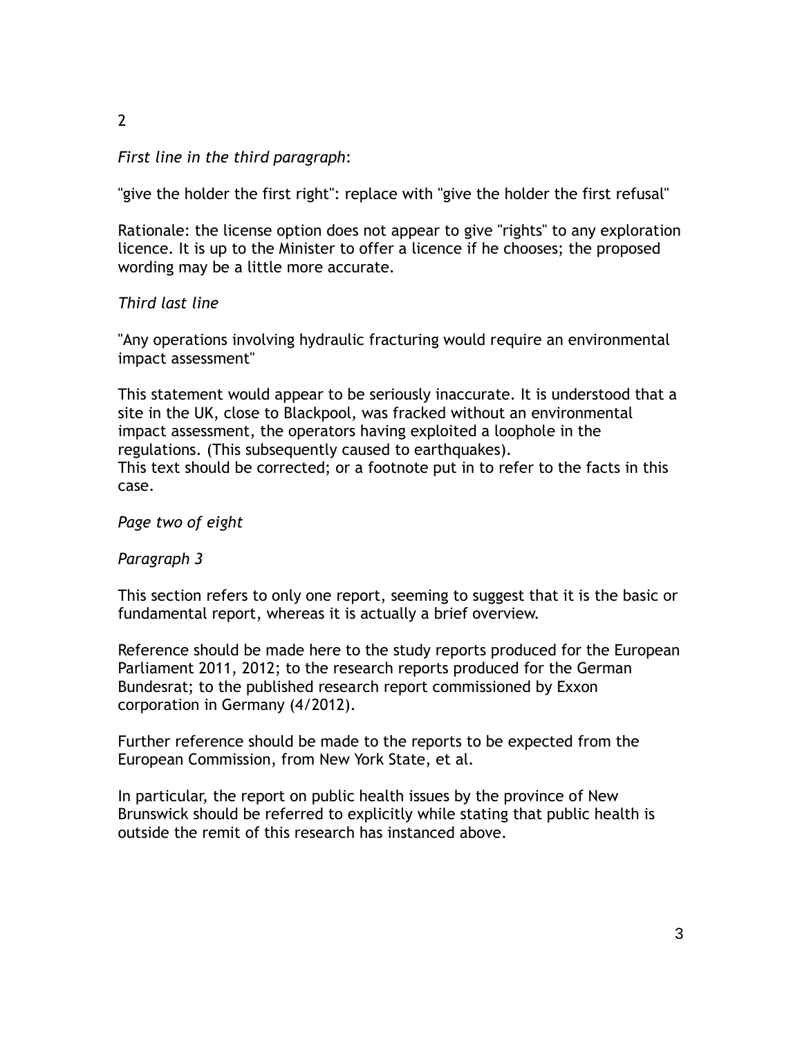2

*First line in the third paragraph*:

"give the holder the first right": replace with "give the holder the first refusal"

Rationale: the license option does not appear to give "rights" to any exploration licence. It is up to the Minister to offer a licence if he chooses; the proposed wording may be a little more accurate.

*Third last line*

"Any operations involving hydraulic fracturing would require an environmental impact assessment"

This statement would appear to be seriously inaccurate. It is understood that a site in the UK, close to Blackpool, was fracked without an environmental impact assessment, the operators having exploited a loophole in the regulations. (This subsequently caused to earthquakes).
This text should be corrected; or a footnote put in to refer to the facts in this case.

*Page two of eight*

*Paragraph 3*

This section refers to only one report, seeming to suggest that it is the basic or fundamental report, whereas it is actually a brief overview.

Reference should be made here to the study reports produced for the European Parliament 2011, 2012; to the research reports produced for the German Bundesrat; to the published research report commissioned by Exxon corporation in Germany (4/2012).

Further reference should be made to the reports to be expected from the European Commission, from New York State, et al.

In particular, the report on public health issues by the province of New Brunswick should be referred to explicitly while stating that public health is outside the remit of this research has instanced above.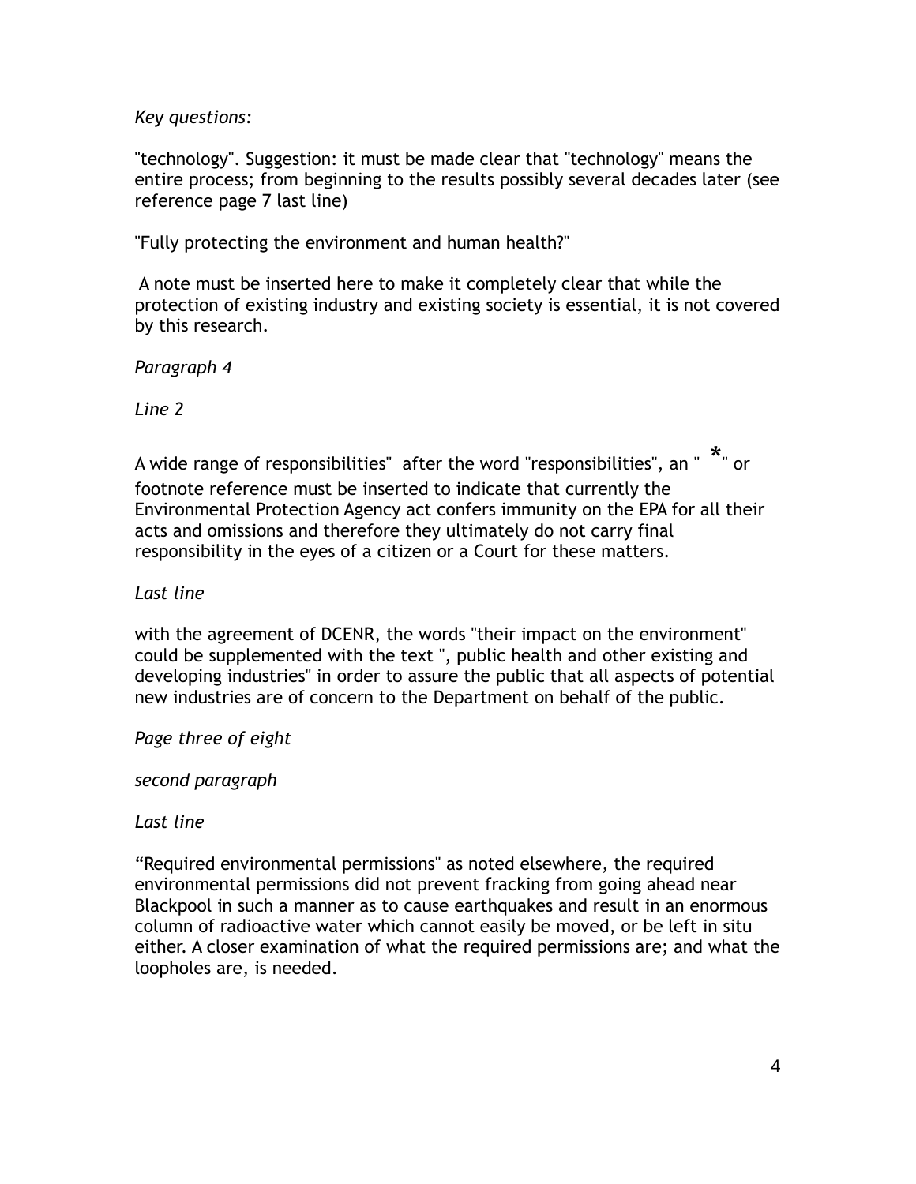*Key questions:*

"technology". Suggestion: it must be made clear that "technology" means the entire process; from beginning to the results possibly several decades later (see reference page 7 last line)

"Fully protecting the environment and human health?"

A note must be inserted here to make it completely clear that while the protection of existing industry and existing society is essential, it is not covered by this research.

*Paragraph 4*

*Line 2*

A wide range of responsibilities" after the word "responsibilities", an " * " or footnote reference must be inserted to indicate that currently the Environmental Protection Agency act confers immunity on the EPA for all their acts and omissions and therefore they ultimately do not carry final responsibility in the eyes of a citizen or a Court for these matters.

*Last line*

with the agreement of DCENR, the words "their impact on the environment" could be supplemented with the text ", public health and other existing and developing industries" in order to assure the public that all aspects of potential new industries are of concern to the Department on behalf of the public.

*Page three of eight*

*second paragraph*

*Last line*

"Required environmental permissions" as noted elsewhere, the required environmental permissions did not prevent fracking from going ahead near Blackpool in such a manner as to cause earthquakes and result in an enormous column of radioactive water which cannot easily be moved, or be left in situ either. A closer examination of what the required permissions are; and what the loopholes are, is needed.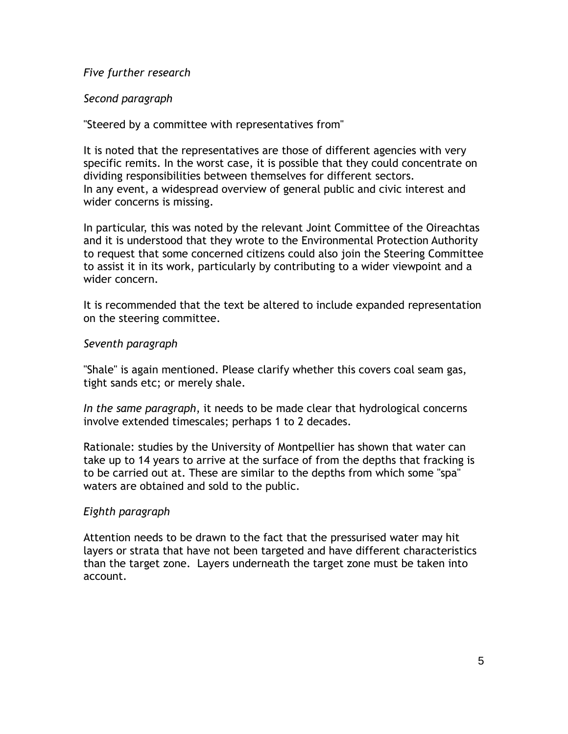*Five further research*

*Second paragraph*

"Steered by a committee with representatives from"

It is noted that the representatives are those of different agencies with very specific remits. In the worst case, it is possible that they could concentrate on dividing responsibilities between themselves for different sectors.
In any event, a widespread overview of general public and civic interest and wider concerns is missing.

In particular, this was noted by the relevant Joint Committee of the Oireachtas and it is understood that they wrote to the Environmental Protection Authority to request that some concerned citizens could also join the Steering Committee to assist it in its work, particularly by contributing to a wider viewpoint and a wider concern.

It is recommended that the text be altered to include expanded representation on the steering committee.

*Seventh paragraph*

"Shale" is again mentioned. Please clarify whether this covers coal seam gas, tight sands etc; or merely shale.

*In the same paragraph*, it needs to be made clear that hydrological concerns involve extended timescales; perhaps 1 to 2 decades.

Rationale: studies by the University of Montpellier has shown that water can take up to 14 years to arrive at the surface of from the depths that fracking is to be carried out at. These are similar to the depths from which some "spa" waters are obtained and sold to the public.

*Eighth paragraph*

Attention needs to be drawn to the fact that the pressurised water may hit layers or strata that have not been targeted and have different characteristics than the target zone. Layers underneath the target zone must be taken into account.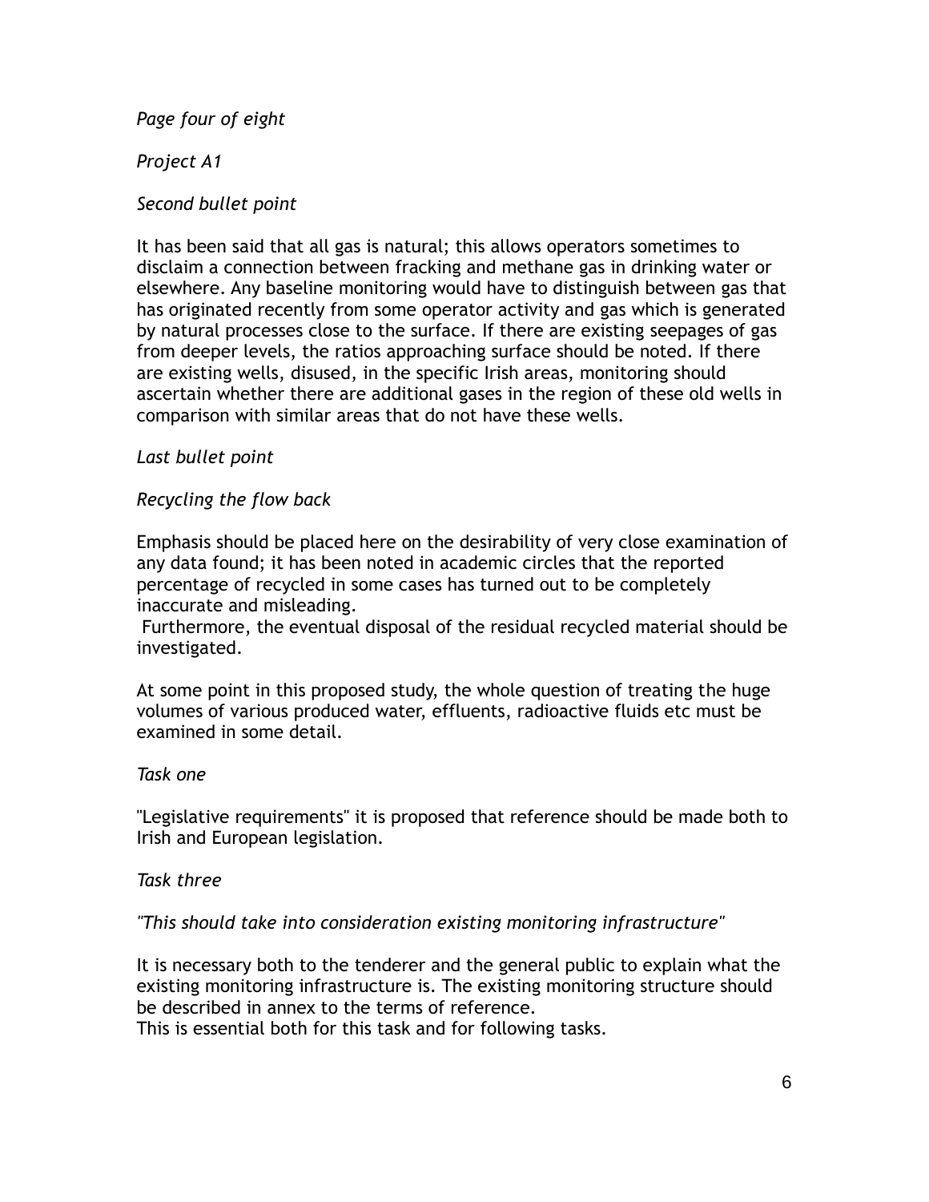*Page four of eight*

*Project A1*

*Second bullet point*

It has been said that all gas is natural; this allows operators sometimes to disclaim a connection between fracking and methane gas in drinking water or elsewhere. Any baseline monitoring would have to distinguish between gas that has originated recently from some operator activity and gas which is generated by natural processes close to the surface. If there are existing seepages of gas from deeper levels, the ratios approaching surface should be noted. If there are existing wells, disused, in the specific Irish areas, monitoring should ascertain whether there are additional gases in the region of these old wells in comparison with similar areas that do not have these wells.

*Last bullet point*

*Recycling the flow back*

Emphasis should be placed here on the desirability of very close examination of any data found; it has been noted in academic circles that the reported percentage of recycled in some cases has turned out to be completely inaccurate and misleading.
Furthermore, the eventual disposal of the residual recycled material should be investigated.

At some point in this proposed study, the whole question of treating the huge volumes of various produced water, effluents, radioactive fluids etc must be examined in some detail.

*Task one*

"Legislative requirements" it is proposed that reference should be made both to Irish and European legislation.

*Task three*

*"This should take into consideration existing monitoring infrastructure"*

It is necessary both to the tenderer and the general public to explain what the existing monitoring infrastructure is. The existing monitoring structure should be described in annex to the terms of reference.
This is essential both for this task and for following tasks.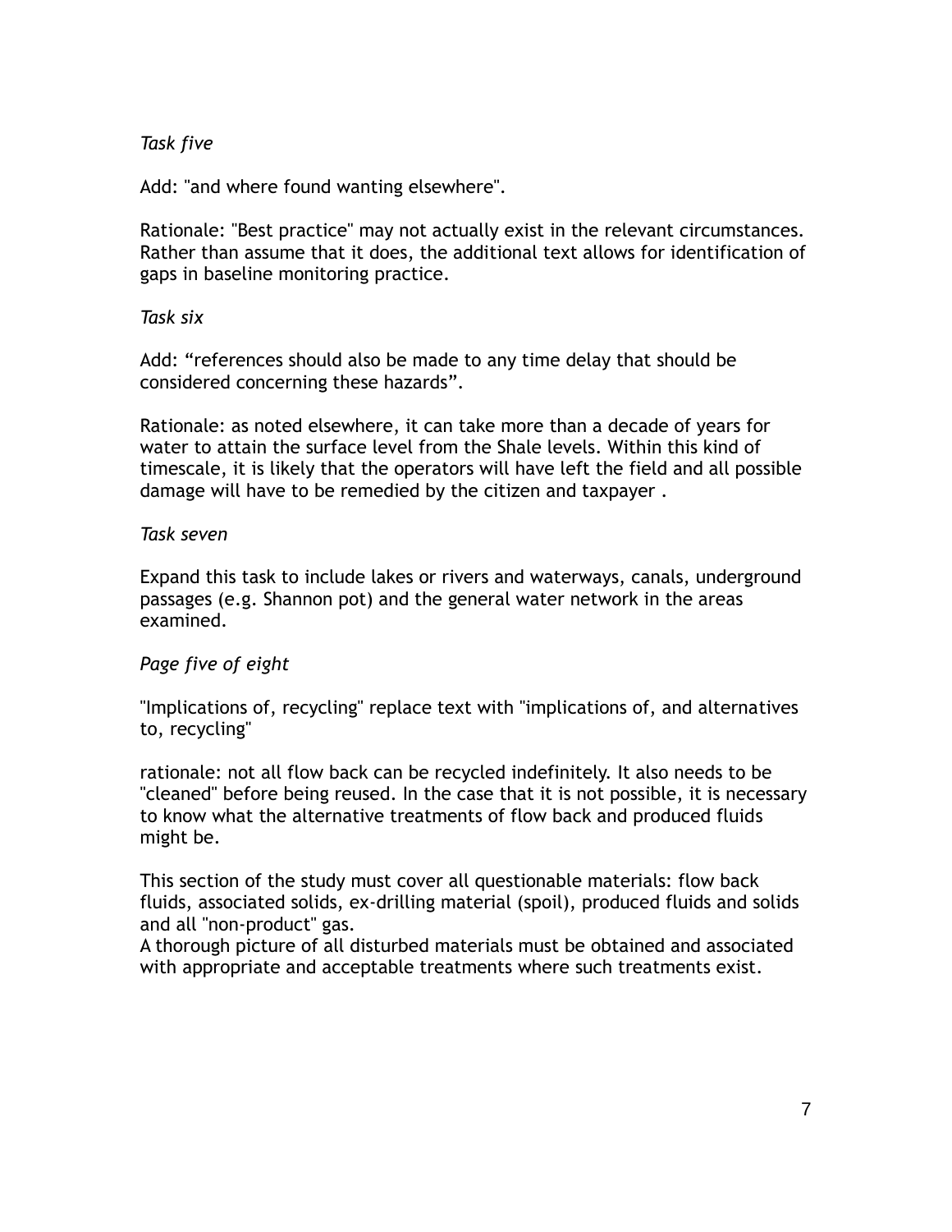*Task five*

Add: "and where found wanting elsewhere".

Rationale: "Best practice" may not actually exist in the relevant circumstances. Rather than assume that it does, the additional text allows for identification of gaps in baseline monitoring practice.

*Task six*

Add: “references should also be made to any time delay that should be considered concerning these hazards”.

Rationale: as noted elsewhere, it can take more than a decade of years for water to attain the surface level from the Shale levels. Within this kind of timescale, it is likely that the operators will have left the field and all possible damage will have to be remedied by the citizen and taxpayer .

*Task seven*

Expand this task to include lakes or rivers and waterways, canals, underground passages (e.g. Shannon pot) and the general water network in the areas examined.

*Page five of eight*

"Implications of, recycling" replace text with "implications of, and alternatives to, recycling"

rationale: not all flow back can be recycled indefinitely. It also needs to be "cleaned" before being reused. In the case that it is not possible, it is necessary to know what the alternative treatments of flow back and produced fluids might be.

This section of the study must cover all questionable materials: flow back fluids, associated solids, ex-drilling material (spoil), produced fluids and solids and all "non-product" gas.
A thorough picture of all disturbed materials must be obtained and associated with appropriate and acceptable treatments where such treatments exist.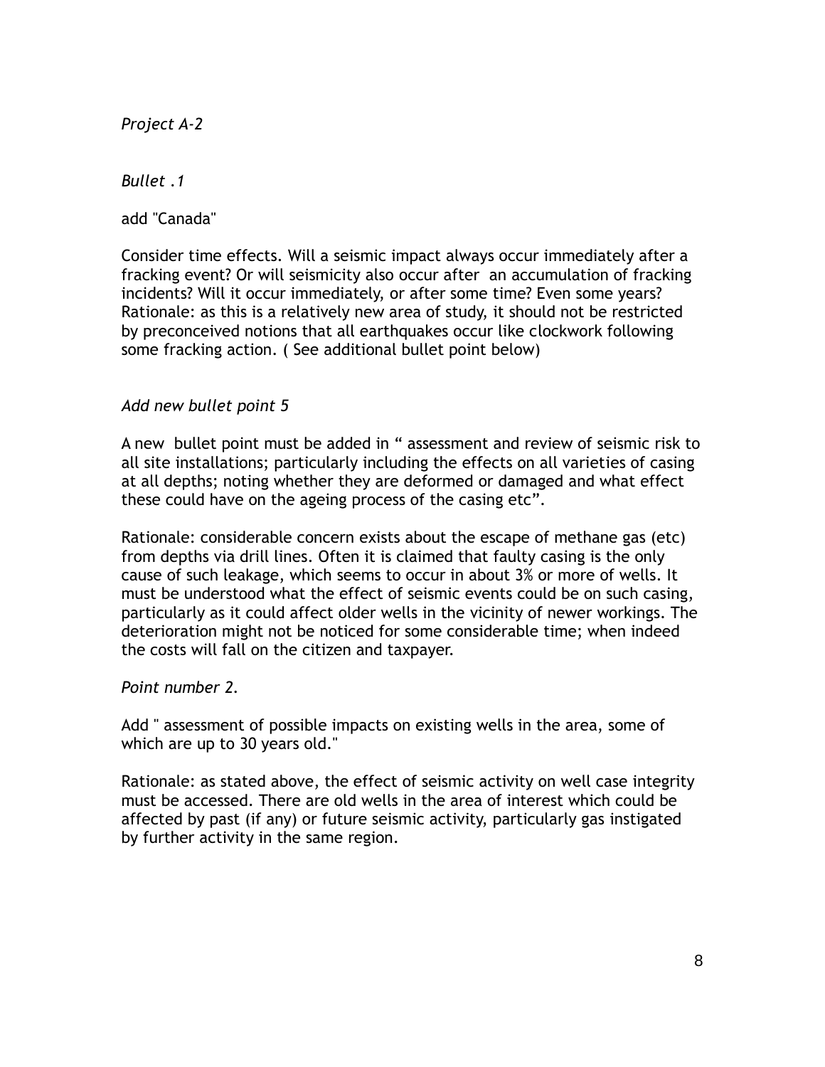*Project A-2*

*Bullet .1*

add "Canada"

Consider time effects. Will a seismic impact always occur immediately after a fracking event? Or will seismicity also occur after an accumulation of fracking incidents? Will it occur immediately, or after some time? Even some years? Rationale: as this is a relatively new area of study, it should not be restricted by preconceived notions that all earthquakes occur like clockwork following some fracking action. ( See additional bullet point below)

*Add new bullet point 5*

A new bullet point must be added in " assessment and review of seismic risk to all site installations; particularly including the effects on all varieties of casing at all depths; noting whether they are deformed or damaged and what effect these could have on the ageing process of the casing etc".

Rationale: considerable concern exists about the escape of methane gas (etc) from depths via drill lines. Often it is claimed that faulty casing is the only cause of such leakage, which seems to occur in about 3% or more of wells. It must be understood what the effect of seismic events could be on such casing, particularly as it could affect older wells in the vicinity of newer workings. The deterioration might not be noticed for some considerable time; when indeed the costs will fall on the citizen and taxpayer.

*Point number 2.*

Add " assessment of possible impacts on existing wells in the area, some of which are up to 30 years old."

Rationale: as stated above, the effect of seismic activity on well case integrity must be accessed. There are old wells in the area of interest which could be affected by past (if any) or future seismic activity, particularly gas instigated by further activity in the same region.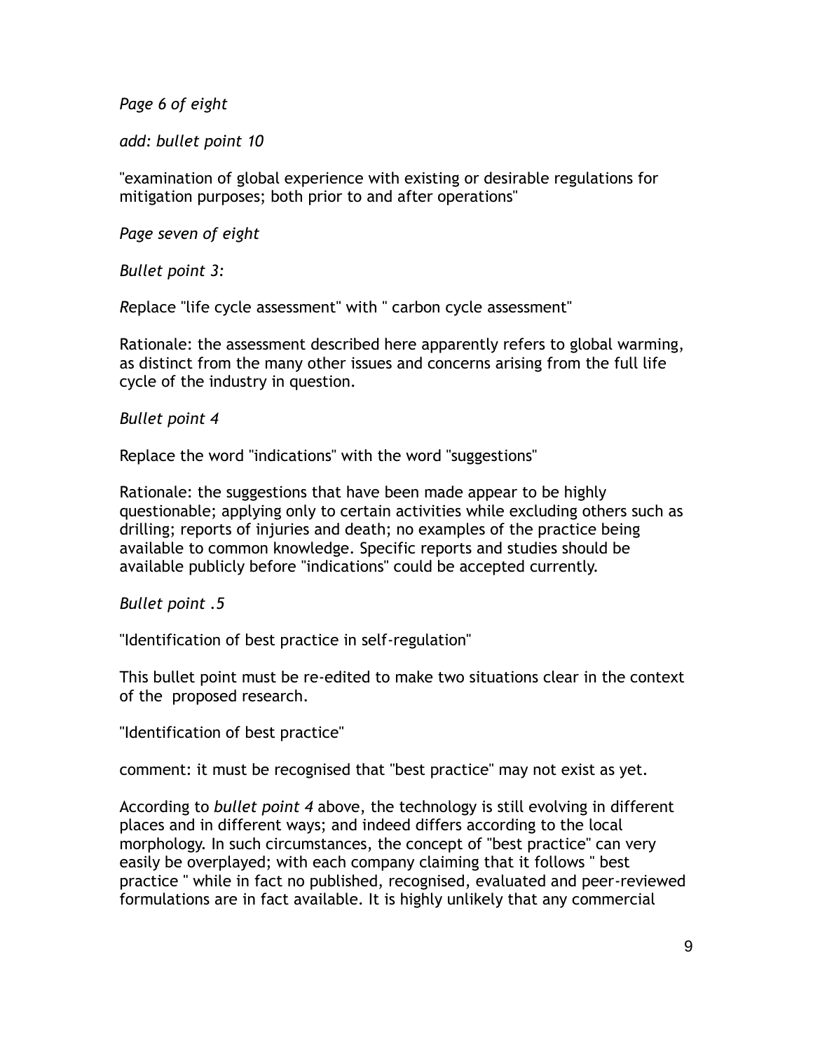*Page 6 of eight*

*add: bullet point 10*

"examination of global experience with existing or desirable regulations for mitigation purposes; both prior to and after operations"

*Page seven of eight*

*Bullet point 3:*

*R*eplace "life cycle assessment" with " carbon cycle assessment"

Rationale: the assessment described here apparently refers to global warming, as distinct from the many other issues and concerns arising from the full life cycle of the industry in question.

*Bullet point 4*

Replace the word "indications" with the word "suggestions"

Rationale: the suggestions that have been made appear to be highly questionable; applying only to certain activities while excluding others such as drilling; reports of injuries and death; no examples of the practice being available to common knowledge. Specific reports and studies should be available publicly before "indications" could be accepted currently.

*Bullet point .5*

"Identification of best practice in self-regulation"

This bullet point must be re-edited to make two situations clear in the context of the proposed research.

"Identification of best practice"

comment: it must be recognised that "best practice" may not exist as yet.

According to *bullet point 4* above, the technology is still evolving in different places and in different ways; and indeed differs according to the local morphology. In such circumstances, the concept of "best practice" can very easily be overplayed; with each company claiming that it follows " best practice " while in fact no published, recognised, evaluated and peer-reviewed formulations are in fact available. It is highly unlikely that any commercial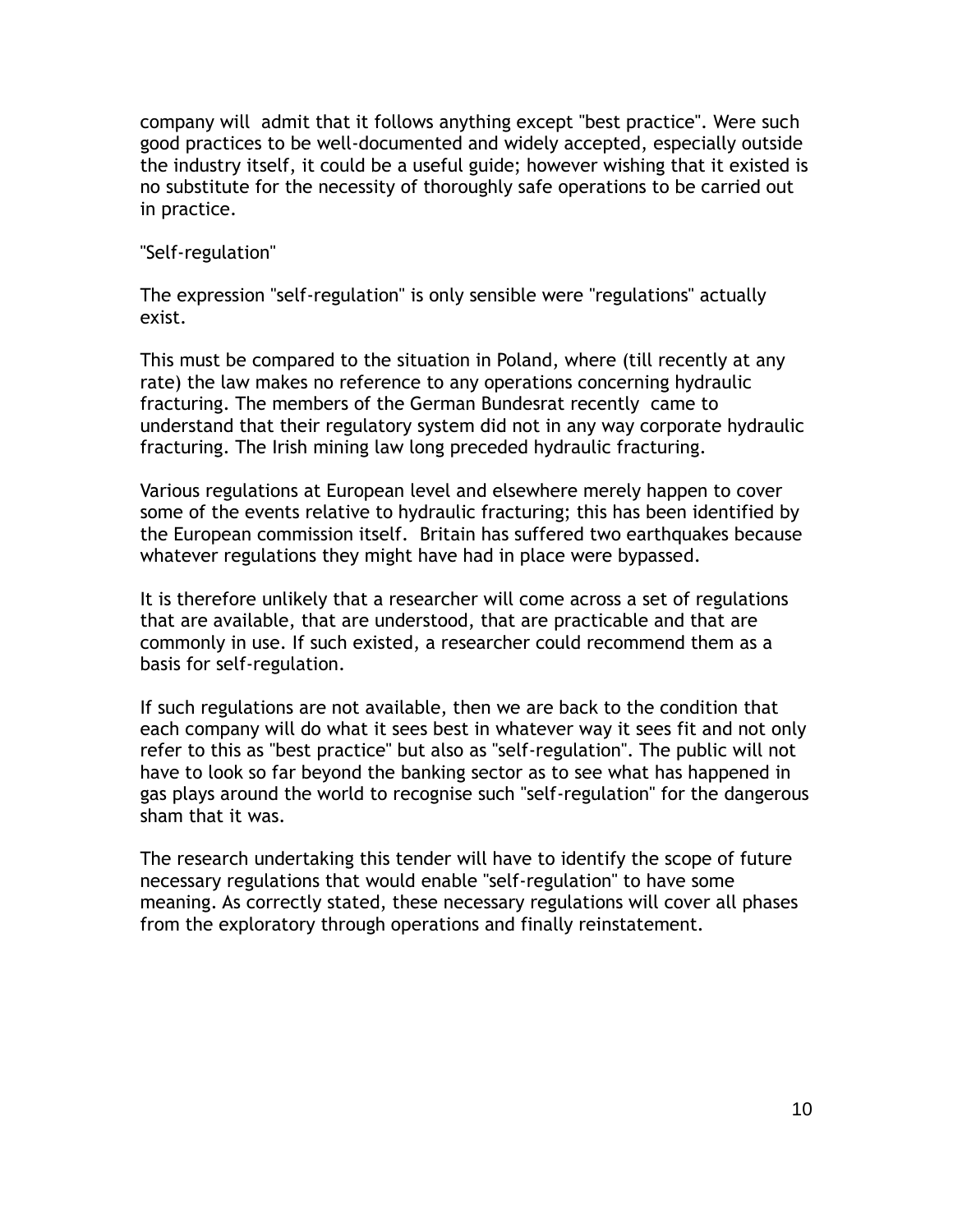company will admit that it follows anything except "best practice". Were such good practices to be well-documented and widely accepted, especially outside the industry itself, it could be a useful guide; however wishing that it existed is no substitute for the necessity of thoroughly safe operations to be carried out in practice.

"Self-regulation"

The expression "self-regulation" is only sensible were "regulations" actually exist.

This must be compared to the situation in Poland, where (till recently at any rate) the law makes no reference to any operations concerning hydraulic fracturing. The members of the German Bundesrat recently came to understand that their regulatory system did not in any way corporate hydraulic fracturing. The Irish mining law long preceded hydraulic fracturing.

Various regulations at European level and elsewhere merely happen to cover some of the events relative to hydraulic fracturing; this has been identified by the European commission itself. Britain has suffered two earthquakes because whatever regulations they might have had in place were bypassed.

It is therefore unlikely that a researcher will come across a set of regulations that are available, that are understood, that are practicable and that are commonly in use. If such existed, a researcher could recommend them as a basis for self-regulation.

If such regulations are not available, then we are back to the condition that each company will do what it sees best in whatever way it sees fit and not only refer to this as "best practice" but also as "self-regulation". The public will not have to look so far beyond the banking sector as to see what has happened in gas plays around the world to recognise such "self-regulation" for the dangerous sham that it was.

The research undertaking this tender will have to identify the scope of future necessary regulations that would enable "self-regulation" to have some meaning. As correctly stated, these necessary regulations will cover all phases from the exploratory through operations and finally reinstatement.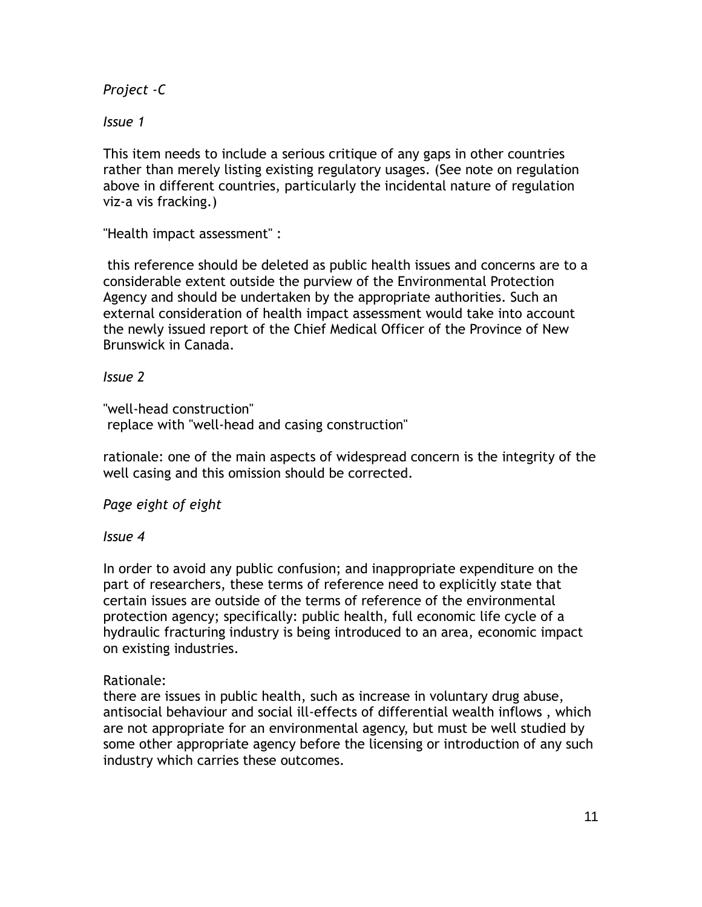*Project -C*

*Issue 1*

This item needs to include a serious critique of any gaps in other countries rather than merely listing existing regulatory usages. (See note on regulation above in different countries, particularly the incidental nature of regulation viz-a vis fracking.)

"Health impact assessment" :

this reference should be deleted as public health issues and concerns are to a considerable extent outside the purview of the Environmental Protection Agency and should be undertaken by the appropriate authorities. Such an external consideration of health impact assessment would take into account the newly issued report of the Chief Medical Officer of the Province of New Brunswick in Canada.

*Issue 2*

"well-head construction"
replace with "well-head and casing construction"

rationale: one of the main aspects of widespread concern is the integrity of the well casing and this omission should be corrected.

*Page eight of eight*

*Issue 4*

In order to avoid any public confusion; and inappropriate expenditure on the part of researchers, these terms of reference need to explicitly state that certain issues are outside of the terms of reference of the environmental protection agency; specifically: public health, full economic life cycle of a hydraulic fracturing industry is being introduced to an area, economic impact on existing industries.

Rationale:
there are issues in public health, such as increase in voluntary drug abuse, antisocial behaviour and social ill-effects of differential wealth inflows , which are not appropriate for an environmental agency, but must be well studied by some other appropriate agency before the licensing or introduction of any such industry which carries these outcomes.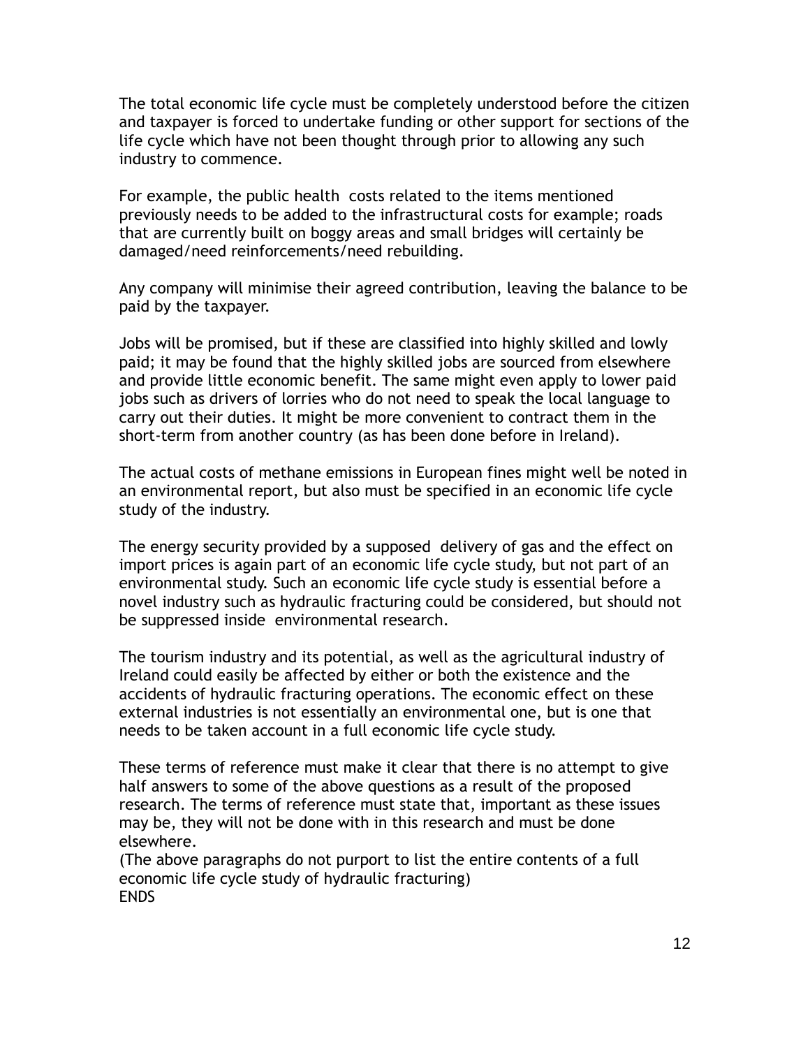The total economic life cycle must be completely understood before the citizen and taxpayer is forced to undertake funding or other support for sections of the life cycle which have not been thought through prior to allowing any such industry to commence.

For example, the public health costs related to the items mentioned previously needs to be added to the infrastructural costs for example; roads that are currently built on boggy areas and small bridges will certainly be damaged/need reinforcements/need rebuilding.

Any company will minimise their agreed contribution, leaving the balance to be paid by the taxpayer.

Jobs will be promised, but if these are classified into highly skilled and lowly paid; it may be found that the highly skilled jobs are sourced from elsewhere and provide little economic benefit. The same might even apply to lower paid jobs such as drivers of lorries who do not need to speak the local language to carry out their duties. It might be more convenient to contract them in the short-term from another country (as has been done before in Ireland).

The actual costs of methane emissions in European fines might well be noted in an environmental report, but also must be specified in an economic life cycle study of the industry.

The energy security provided by a supposed delivery of gas and the effect on import prices is again part of an economic life cycle study, but not part of an environmental study. Such an economic life cycle study is essential before a novel industry such as hydraulic fracturing could be considered, but should not be suppressed inside environmental research.

The tourism industry and its potential, as well as the agricultural industry of Ireland could easily be affected by either or both the existence and the accidents of hydraulic fracturing operations. The economic effect on these external industries is not essentially an environmental one, but is one that needs to be taken account in a full economic life cycle study.

These terms of reference must make it clear that there is no attempt to give half answers to some of the above questions as a result of the proposed research. The terms of reference must state that, important as these issues may be, they will not be done with in this research and must be done elsewhere.
(The above paragraphs do not purport to list the entire contents of a full economic life cycle study of hydraulic fracturing)
ENDS